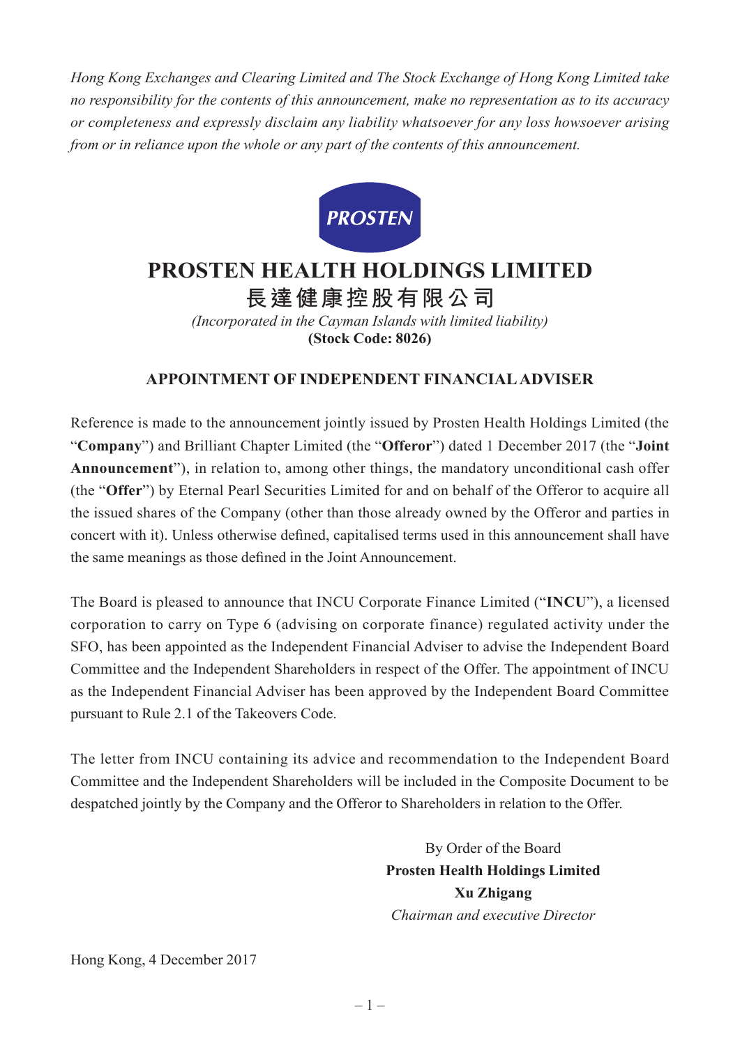*Hong Kong Exchanges and Clearing Limited and The Stock Exchange of Hong Kong Limited take no responsibility for the contents of this announcement, make no representation as to its accuracy or completeness and expressly disclaim any liability whatsoever for any loss howsoever arising from or in reliance upon the whole or any part of the contents of this announcement.*

PROSTEN

# PROSTEN HEALTH HOLDINGS LIMITED
# 長達健康控股有限公司

*(Incorporated in the Cayman Islands with limited liability)*
**(Stock Code: 8026)**

## APPOINTMENT OF INDEPENDENT FINANCIAL ADVISER

Reference is made to the announcement jointly issued by Prosten Health Holdings Limited (the "**Company**") and Brilliant Chapter Limited (the "**Offeror**") dated 1 December 2017 (the "**Joint Announcement**"), in relation to, among other things, the mandatory unconditional cash offer (the "**Offer**") by Eternal Pearl Securities Limited for and on behalf of the Offeror to acquire all the issued shares of the Company (other than those already owned by the Offeror and parties in concert with it). Unless otherwise defined, capitalised terms used in this announcement shall have the same meanings as those defined in the Joint Announcement.

The Board is pleased to announce that INCU Corporate Finance Limited ("**INCU**"), a licensed corporation to carry on Type 6 (advising on corporate finance) regulated activity under the SFO, has been appointed as the Independent Financial Adviser to advise the Independent Board Committee and the Independent Shareholders in respect of the Offer. The appointment of INCU as the Independent Financial Adviser has been approved by the Independent Board Committee pursuant to Rule 2.1 of the Takeovers Code.

The letter from INCU containing its advice and recommendation to the Independent Board Committee and the Independent Shareholders will be included in the Composite Document to be despatched jointly by the Company and the Offeror to Shareholders in relation to the Offer.

By Order of the Board
**Prosten Health Holdings Limited**
**Xu Zhigang**
*Chairman and executive Director*

Hong Kong, 4 December 2017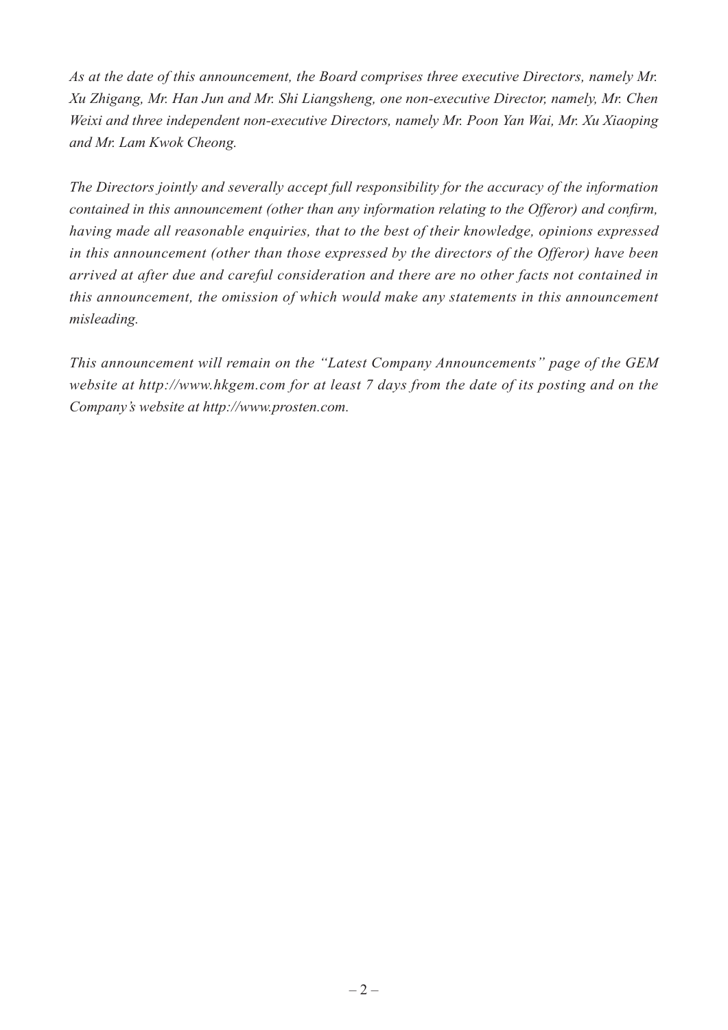*As at the date of this announcement, the Board comprises three executive Directors, namely Mr. Xu Zhigang, Mr. Han Jun and Mr. Shi Liangsheng, one non-executive Director, namely, Mr. Chen Weixi and three independent non-executive Directors, namely Mr. Poon Yan Wai, Mr. Xu Xiaoping and Mr. Lam Kwok Cheong.*

*The Directors jointly and severally accept full responsibility for the accuracy of the information contained in this announcement (other than any information relating to the Offeror) and confirm, having made all reasonable enquiries, that to the best of their knowledge, opinions expressed in this announcement (other than those expressed by the directors of the Offeror) have been arrived at after due and careful consideration and there are no other facts not contained in this announcement, the omission of which would make any statements in this announcement misleading.*

*This announcement will remain on the "Latest Company Announcements" page of the GEM website at http://www.hkgem.com for at least 7 days from the date of its posting and on the Company's website at http://www.prosten.com.*